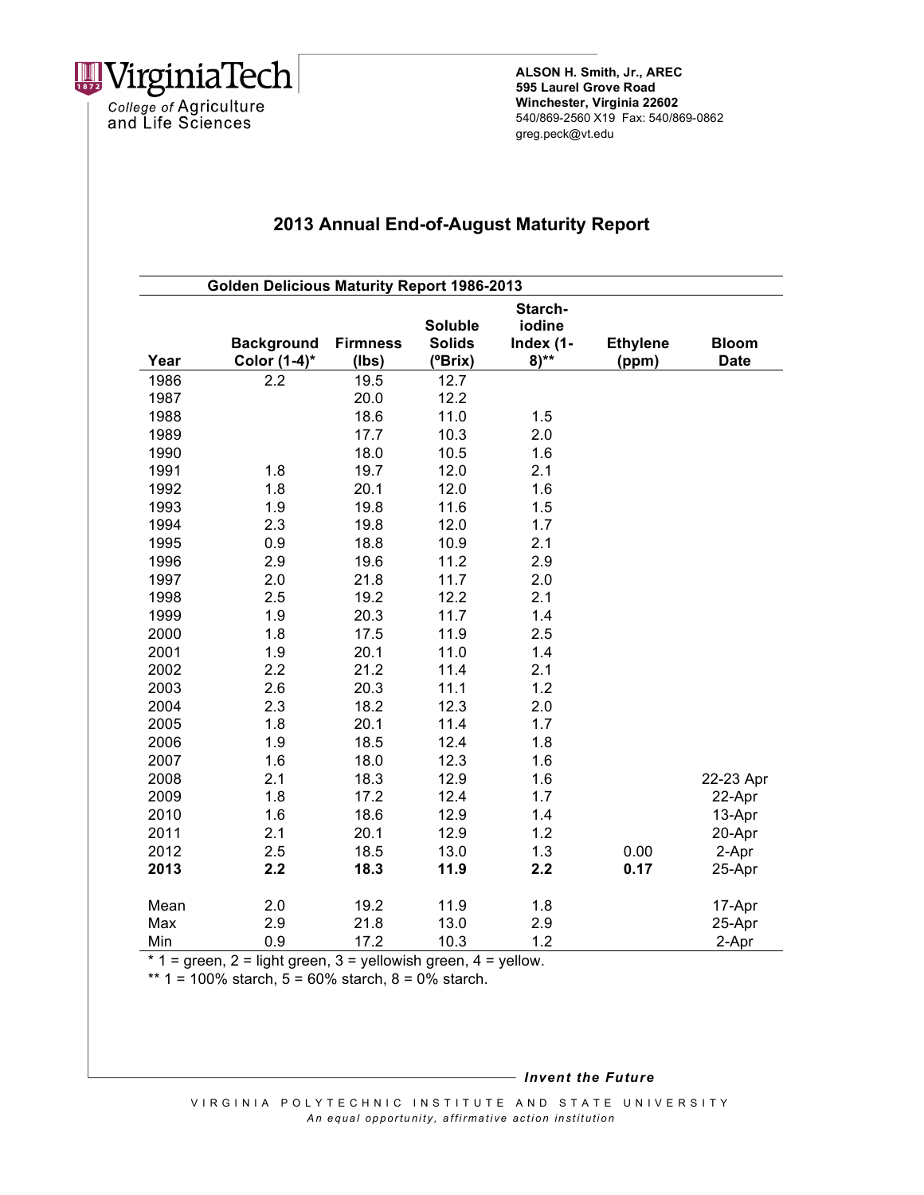VirginiaTech

College of Agriculture and Life Sciences

**ALSON H. Smith, Jr., AREC**
**595 Laurel Grove Road**
**Winchester, Virginia 22602**
540/869-2560 X19 Fax: 540/869-0862
greg.peck@vt.edu

# 2013 Annual End-of-August Maturity Report

**Golden Delicious Maturity Report 1986-2013**

| Year | Background Color (1-4)* | Firmness (lbs) | Soluble Solids (ºBrix) | Starch-iodine Index (1-8)** | Ethylene (ppm) | Bloom Date |
|---|---|---|---|---|---|---|
| 1986 | 2.2 | 19.5 | 12.7 | | | |
| 1987 | | 20.0 | 12.2 | | | |
| 1988 | | 18.6 | 11.0 | 1.5 | | |
| 1989 | | 17.7 | 10.3 | 2.0 | | |
| 1990 | | 18.0 | 10.5 | 1.6 | | |
| 1991 | 1.8 | 19.7 | 12.0 | 2.1 | | |
| 1992 | 1.8 | 20.1 | 12.0 | 1.6 | | |
| 1993 | 1.9 | 19.8 | 11.6 | 1.5 | | |
| 1994 | 2.3 | 19.8 | 12.0 | 1.7 | | |
| 1995 | 0.9 | 18.8 | 10.9 | 2.1 | | |
| 1996 | 2.9 | 19.6 | 11.2 | 2.9 | | |
| 1997 | 2.0 | 21.8 | 11.7 | 2.0 | | |
| 1998 | 2.5 | 19.2 | 12.2 | 2.1 | | |
| 1999 | 1.9 | 20.3 | 11.7 | 1.4 | | |
| 2000 | 1.8 | 17.5 | 11.9 | 2.5 | | |
| 2001 | 1.9 | 20.1 | 11.0 | 1.4 | | |
| 2002 | 2.2 | 21.2 | 11.4 | 2.1 | | |
| 2003 | 2.6 | 20.3 | 11.1 | 1.2 | | |
| 2004 | 2.3 | 18.2 | 12.3 | 2.0 | | |
| 2005 | 1.8 | 20.1 | 11.4 | 1.7 | | |
| 2006 | 1.9 | 18.5 | 12.4 | 1.8 | | |
| 2007 | 1.6 | 18.0 | 12.3 | 1.6 | | |
| 2008 | 2.1 | 18.3 | 12.9 | 1.6 | | 22-23 Apr |
| 2009 | 1.8 | 17.2 | 12.4 | 1.7 | | 22-Apr |
| 2010 | 1.6 | 18.6 | 12.9 | 1.4 | | 13-Apr |
| 2011 | 2.1 | 20.1 | 12.9 | 1.2 | | 20-Apr |
| 2012 | 2.5 | 18.5 | 13.0 | 1.3 | 0.00 | 2-Apr |
| **2013** | **2.2** | **18.3** | **11.9** | **2.2** | **0.17** | 25-Apr |
| Mean | 2.0 | 19.2 | 11.9 | 1.8 | | 17-Apr |
| Max | 2.9 | 21.8 | 13.0 | 2.9 | | 25-Apr |
| Min | 0.9 | 17.2 | 10.3 | 1.2 | | 2-Apr |

\* 1 = green, 2 = light green, 3 = yellowish green, 4 = yellow.

\*\* 1 = 100% starch, 5 = 60% starch, 8 = 0% starch.

***Invent the Future***

VIRGINIA POLYTECHNIC INSTITUTE AND STATE UNIVERSITY
*An equal opportunity, affirmative action institution*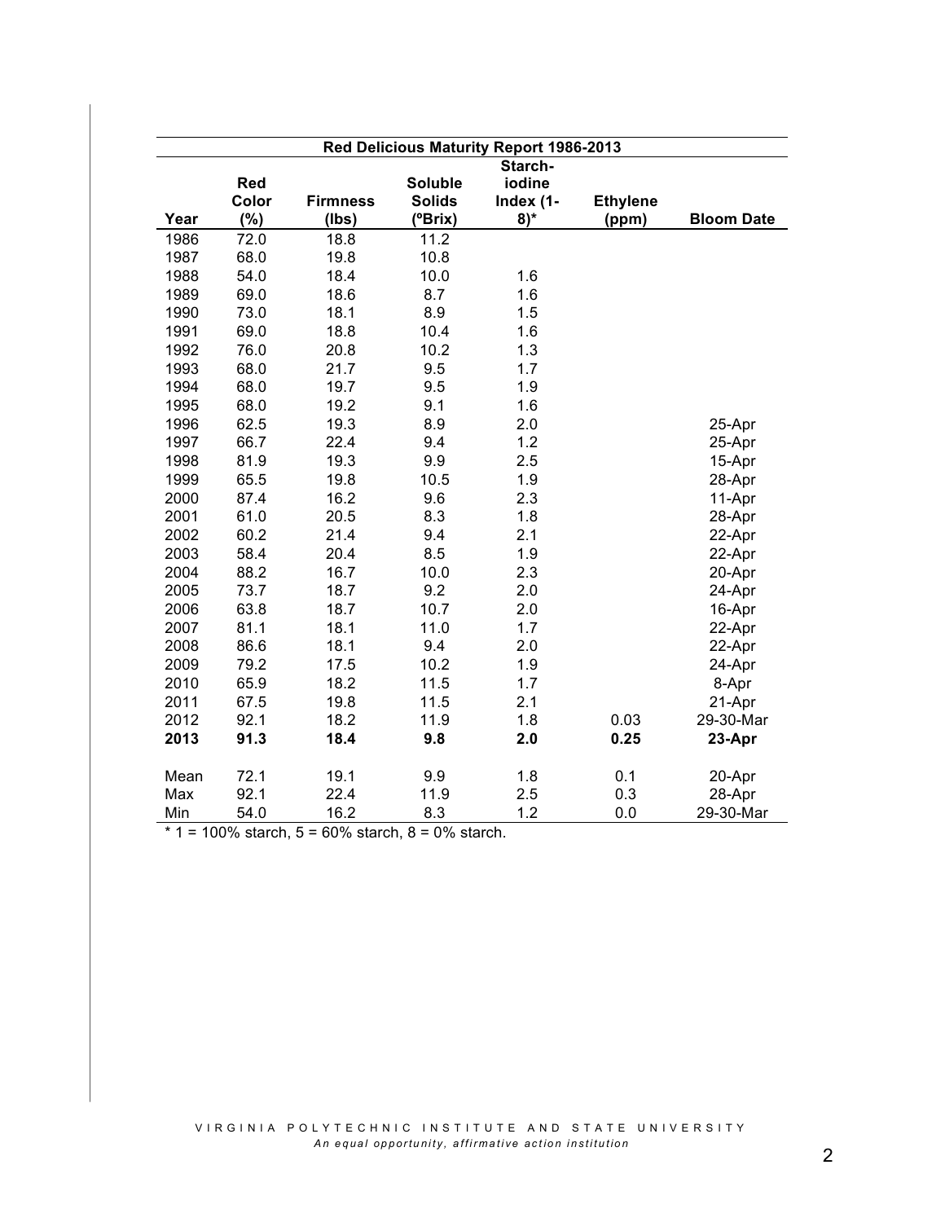| Red Delicious Maturity Report 1986-2013 | | | | | | |
|---|---|---|---|---|---|---|
| Year | Red Color (%) | Firmness (lbs) | Soluble Solids (ºBrix) | Starch-iodine Index (1-8)* | Ethylene (ppm) | Bloom Date |
| 1986 | 72.0 | 18.8 | 11.2 | | | |
| 1987 | 68.0 | 19.8 | 10.8 | | | |
| 1988 | 54.0 | 18.4 | 10.0 | 1.6 | | |
| 1989 | 69.0 | 18.6 | 8.7 | 1.6 | | |
| 1990 | 73.0 | 18.1 | 8.9 | 1.5 | | |
| 1991 | 69.0 | 18.8 | 10.4 | 1.6 | | |
| 1992 | 76.0 | 20.8 | 10.2 | 1.3 | | |
| 1993 | 68.0 | 21.7 | 9.5 | 1.7 | | |
| 1994 | 68.0 | 19.7 | 9.5 | 1.9 | | |
| 1995 | 68.0 | 19.2 | 9.1 | 1.6 | | |
| 1996 | 62.5 | 19.3 | 8.9 | 2.0 | | 25-Apr |
| 1997 | 66.7 | 22.4 | 9.4 | 1.2 | | 25-Apr |
| 1998 | 81.9 | 19.3 | 9.9 | 2.5 | | 15-Apr |
| 1999 | 65.5 | 19.8 | 10.5 | 1.9 | | 28-Apr |
| 2000 | 87.4 | 16.2 | 9.6 | 2.3 | | 11-Apr |
| 2001 | 61.0 | 20.5 | 8.3 | 1.8 | | 28-Apr |
| 2002 | 60.2 | 21.4 | 9.4 | 2.1 | | 22-Apr |
| 2003 | 58.4 | 20.4 | 8.5 | 1.9 | | 22-Apr |
| 2004 | 88.2 | 16.7 | 10.0 | 2.3 | | 20-Apr |
| 2005 | 73.7 | 18.7 | 9.2 | 2.0 | | 24-Apr |
| 2006 | 63.8 | 18.7 | 10.7 | 2.0 | | 16-Apr |
| 2007 | 81.1 | 18.1 | 11.0 | 1.7 | | 22-Apr |
| 2008 | 86.6 | 18.1 | 9.4 | 2.0 | | 22-Apr |
| 2009 | 79.2 | 17.5 | 10.2 | 1.9 | | 24-Apr |
| 2010 | 65.9 | 18.2 | 11.5 | 1.7 | | 8-Apr |
| 2011 | 67.5 | 19.8 | 11.5 | 2.1 | | 21-Apr |
| 2012 | 92.1 | 18.2 | 11.9 | 1.8 | 0.03 | 29-30-Mar |
| **2013** | **91.3** | **18.4** | **9.8** | **2.0** | **0.25** | **23-Apr** |
| Mean | 72.1 | 19.1 | 9.9 | 1.8 | 0.1 | 20-Apr |
| Max | 92.1 | 22.4 | 11.9 | 2.5 | 0.3 | 28-Apr |
| Min | 54.0 | 16.2 | 8.3 | 1.2 | 0.0 | 29-30-Mar |

* 1 = 100% starch, 5 = 60% starch, 8 = 0% starch.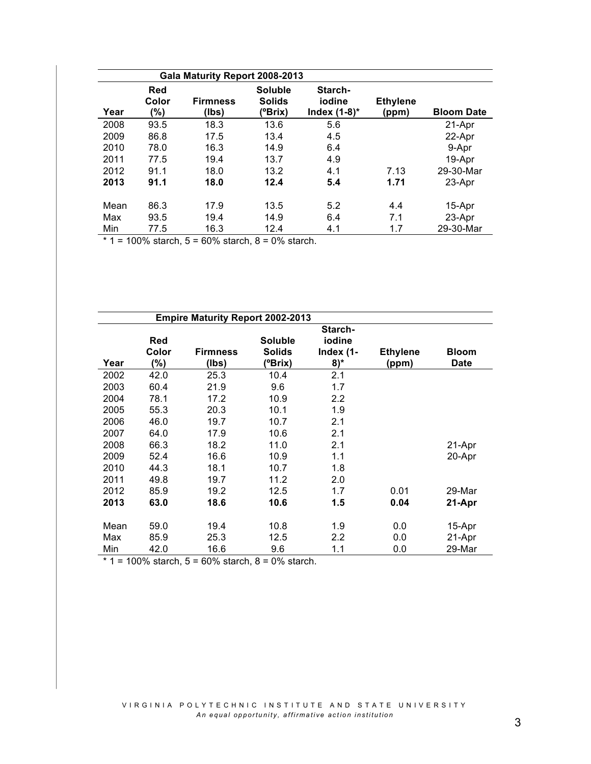| Gala Maturity Report 2008-2013 | | | | | | |
|---|---|---|---|---|---|---|
| **Year** | **Red Color (%)** | **Firmness (lbs)** | **Soluble Solids (ºBrix)** | **Starch-iodine Index (1-8)*** | **Ethylene (ppm)** | **Bloom Date** |
| 2008 | 93.5 | 18.3 | 13.6 | 5.6 | | 21-Apr |
| 2009 | 86.8 | 17.5 | 13.4 | 4.5 | | 22-Apr |
| 2010 | 78.0 | 16.3 | 14.9 | 6.4 | | 9-Apr |
| 2011 | 77.5 | 19.4 | 13.7 | 4.9 | | 19-Apr |
| 2012 | 91.1 | 18.0 | 13.2 | 4.1 | 7.13 | 29-30-Mar |
| **2013** | **91.1** | **18.0** | **12.4** | **5.4** | **1.71** | 23-Apr |
| Mean | 86.3 | 17.9 | 13.5 | 5.2 | 4.4 | 15-Apr |
| Max | 93.5 | 19.4 | 14.9 | 6.4 | 7.1 | 23-Apr |
| Min | 77.5 | 16.3 | 12.4 | 4.1 | 1.7 | 29-30-Mar |

* 1 = 100% starch, 5 = 60% starch, 8 = 0% starch.

| Empire Maturity Report 2002-2013 | | | | | | |
|---|---|---|---|---|---|---|
| **Year** | **Red Color (%)** | **Firmness (lbs)** | **Soluble Solids (ºBrix)** | **Starch-iodine Index (1-8)*** | **Ethylene (ppm)** | **Bloom Date** |
| 2002 | 42.0 | 25.3 | 10.4 | 2.1 | | |
| 2003 | 60.4 | 21.9 | 9.6 | 1.7 | | |
| 2004 | 78.1 | 17.2 | 10.9 | 2.2 | | |
| 2005 | 55.3 | 20.3 | 10.1 | 1.9 | | |
| 2006 | 46.0 | 19.7 | 10.7 | 2.1 | | |
| 2007 | 64.0 | 17.9 | 10.6 | 2.1 | | |
| 2008 | 66.3 | 18.2 | 11.0 | 2.1 | | 21-Apr |
| 2009 | 52.4 | 16.6 | 10.9 | 1.1 | | 20-Apr |
| 2010 | 44.3 | 18.1 | 10.7 | 1.8 | | |
| 2011 | 49.8 | 19.7 | 11.2 | 2.0 | | |
| 2012 | 85.9 | 19.2 | 12.5 | 1.7 | 0.01 | 29-Mar |
| **2013** | **63.0** | **18.6** | **10.6** | **1.5** | **0.04** | **21-Apr** |
| Mean | 59.0 | 19.4 | 10.8 | 1.9 | 0.0 | 15-Apr |
| Max | 85.9 | 25.3 | 12.5 | 2.2 | 0.0 | 21-Apr |
| Min | 42.0 | 16.6 | 9.6 | 1.1 | 0.0 | 29-Mar |

* 1 = 100% starch, 5 = 60% starch, 8 = 0% starch.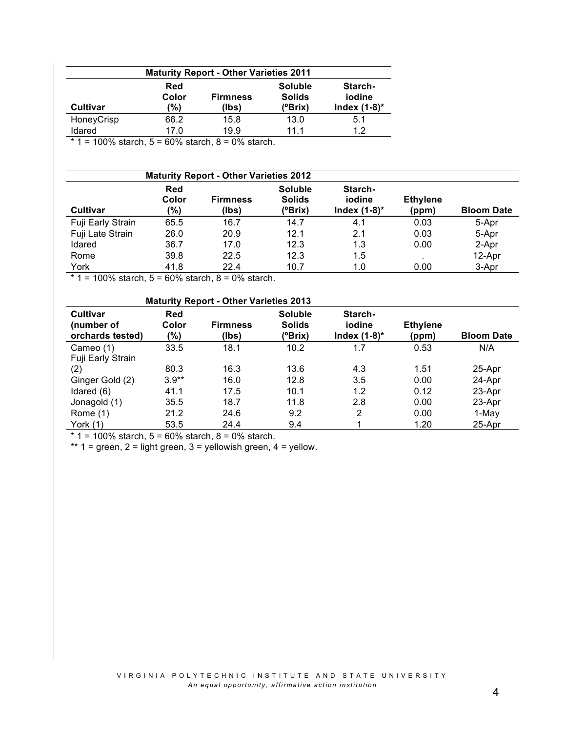| Maturity Report - Other Varieties 2011 | | | | |
|---|---|---|---|---|
| Cultivar | Red Color (%) | Firmness (lbs) | Soluble Solids (ºBrix) | Starch-iodine Index (1-8)* |
| HoneyCrisp | 66.2 | 15.8 | 13.0 | 5.1 |
| Idared | 17.0 | 19.9 | 11.1 | 1.2 |

* 1 = 100% starch, 5 = 60% starch, 8 = 0% starch.

| Maturity Report - Other Varieties 2012 | | | | | | |
|---|---|---|---|---|---|---|
| Cultivar | Red Color (%) | Firmness (lbs) | Soluble Solids (ºBrix) | Starch-iodine Index (1-8)* | Ethylene (ppm) | Bloom Date |
| Fuji Early Strain | 65.5 | 16.7 | 14.7 | 4.1 | 0.03 | 5-Apr |
| Fuji Late Strain | 26.0 | 20.9 | 12.1 | 2.1 | 0.03 | 5-Apr |
| Idared | 36.7 | 17.0 | 12.3 | 1.3 | 0.00 | 2-Apr |
| Rome | 39.8 | 22.5 | 12.3 | 1.5 | . | 12-Apr |
| York | 41.8 | 22.4 | 10.7 | 1.0 | 0.00 | 3-Apr |

* 1 = 100% starch, 5 = 60% starch, 8 = 0% starch.

| Maturity Report - Other Varieties 2013 | | | | | | |
|---|---|---|---|---|---|---|
| Cultivar (number of orchards tested) | Red Color (%) | Firmness (lbs) | Soluble Solids (ºBrix) | Starch-iodine Index (1-8)* | Ethylene (ppm) | Bloom Date |
| Cameo (1) | 33.5 | 18.1 | 10.2 | 1.7 | 0.53 | N/A |
| Fuji Early Strain (2) | 80.3 | 16.3 | 13.6 | 4.3 | 1.51 | 25-Apr |
| Ginger Gold (2) | 3.9** | 16.0 | 12.8 | 3.5 | 0.00 | 24-Apr |
| Idared (6) | 41.1 | 17.5 | 10.1 | 1.2 | 0.12 | 23-Apr |
| Jonagold (1) | 35.5 | 18.7 | 11.8 | 2.8 | 0.00 | 23-Apr |
| Rome (1) | 21.2 | 24.6 | 9.2 | 2 | 0.00 | 1-May |
| York (1) | 53.5 | 24.4 | 9.4 | 1 | 1.20 | 25-Apr |

* 1 = 100% starch, 5 = 60% starch, 8 = 0% starch.

** 1 = green, 2 = light green, 3 = yellowish green, 4 = yellow.

VIRGINIA POLYTECHNIC INSTITUTE AND STATE UNIVERSITY

*An equal opportunity, affirmative action institution*